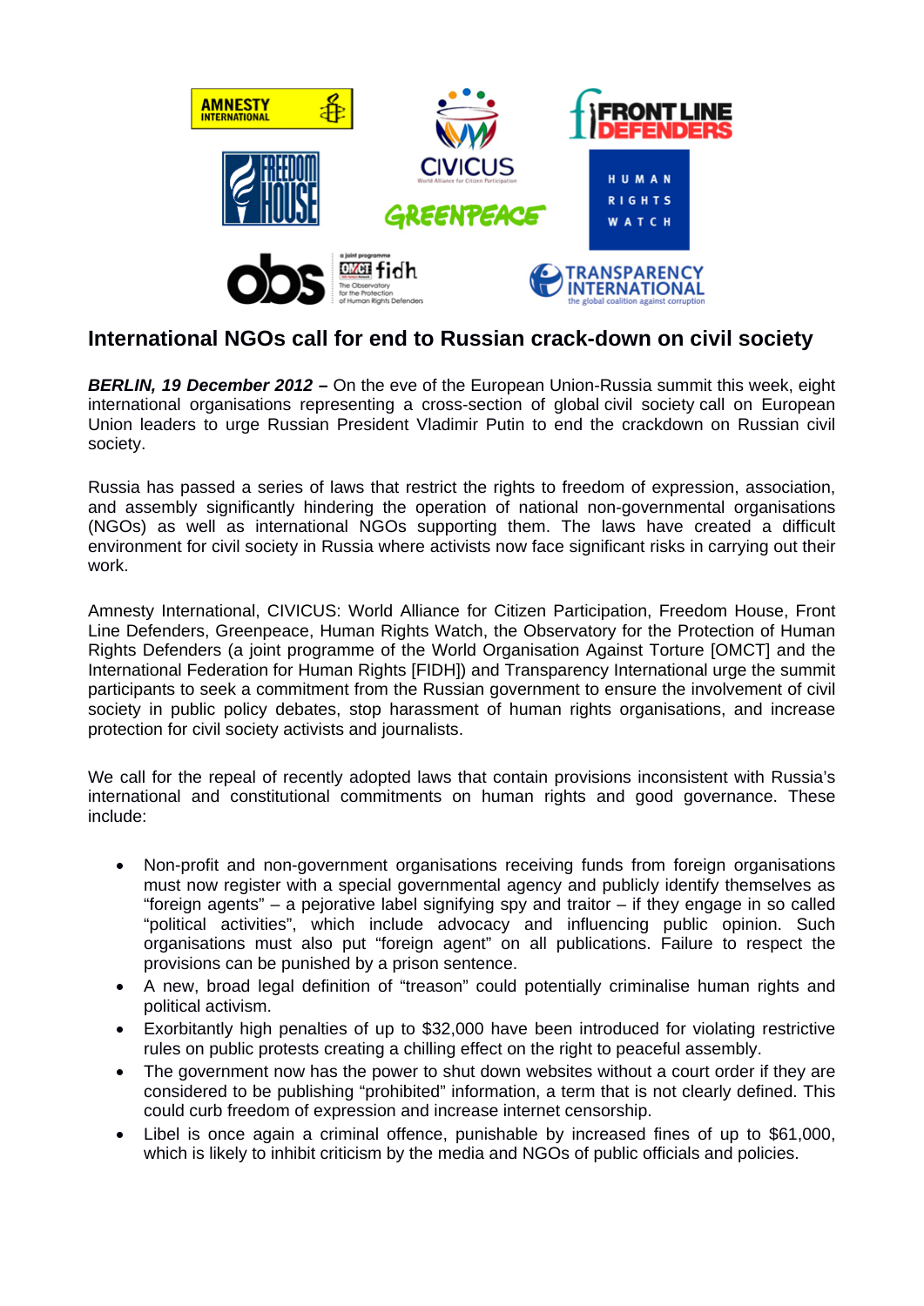## International NGOs call for end to Russian crack-down on civil society

***BERLIN, 19 December 2012 –*** On the eve of the European Union-Russia summit this week, eight international organisations representing a cross-section of global civil society call on European Union leaders to urge Russian President Vladimir Putin to end the crackdown on Russian civil society.

Russia has passed a series of laws that restrict the rights to freedom of expression, association, and assembly significantly hindering the operation of national non-governmental organisations (NGOs) as well as international NGOs supporting them. The laws have created a difficult environment for civil society in Russia where activists now face significant risks in carrying out their work.

Amnesty International, CIVICUS: World Alliance for Citizen Participation, Freedom House, Front Line Defenders, Greenpeace, Human Rights Watch, the Observatory for the Protection of Human Rights Defenders (a joint programme of the World Organisation Against Torture [OMCT] and the International Federation for Human Rights [FIDH]) and Transparency International urge the summit participants to seek a commitment from the Russian government to ensure the involvement of civil society in public policy debates, stop harassment of human rights organisations, and increase protection for civil society activists and journalists.

We call for the repeal of recently adopted laws that contain provisions inconsistent with Russia's international and constitutional commitments on human rights and good governance. These include:

- Non-profit and non-government organisations receiving funds from foreign organisations must now register with a special governmental agency and publicly identify themselves as "foreign agents" – a pejorative label signifying spy and traitor – if they engage in so called "political activities", which include advocacy and influencing public opinion. Such organisations must also put "foreign agent" on all publications. Failure to respect the provisions can be punished by a prison sentence.
- A new, broad legal definition of "treason" could potentially criminalise human rights and political activism.
- Exorbitantly high penalties of up to $32,000 have been introduced for violating restrictive rules on public protests creating a chilling effect on the right to peaceful assembly.
- The government now has the power to shut down websites without a court order if they are considered to be publishing "prohibited" information, a term that is not clearly defined. This could curb freedom of expression and increase internet censorship.
- Libel is once again a criminal offence, punishable by increased fines of up to $61,000, which is likely to inhibit criticism by the media and NGOs of public officials and policies.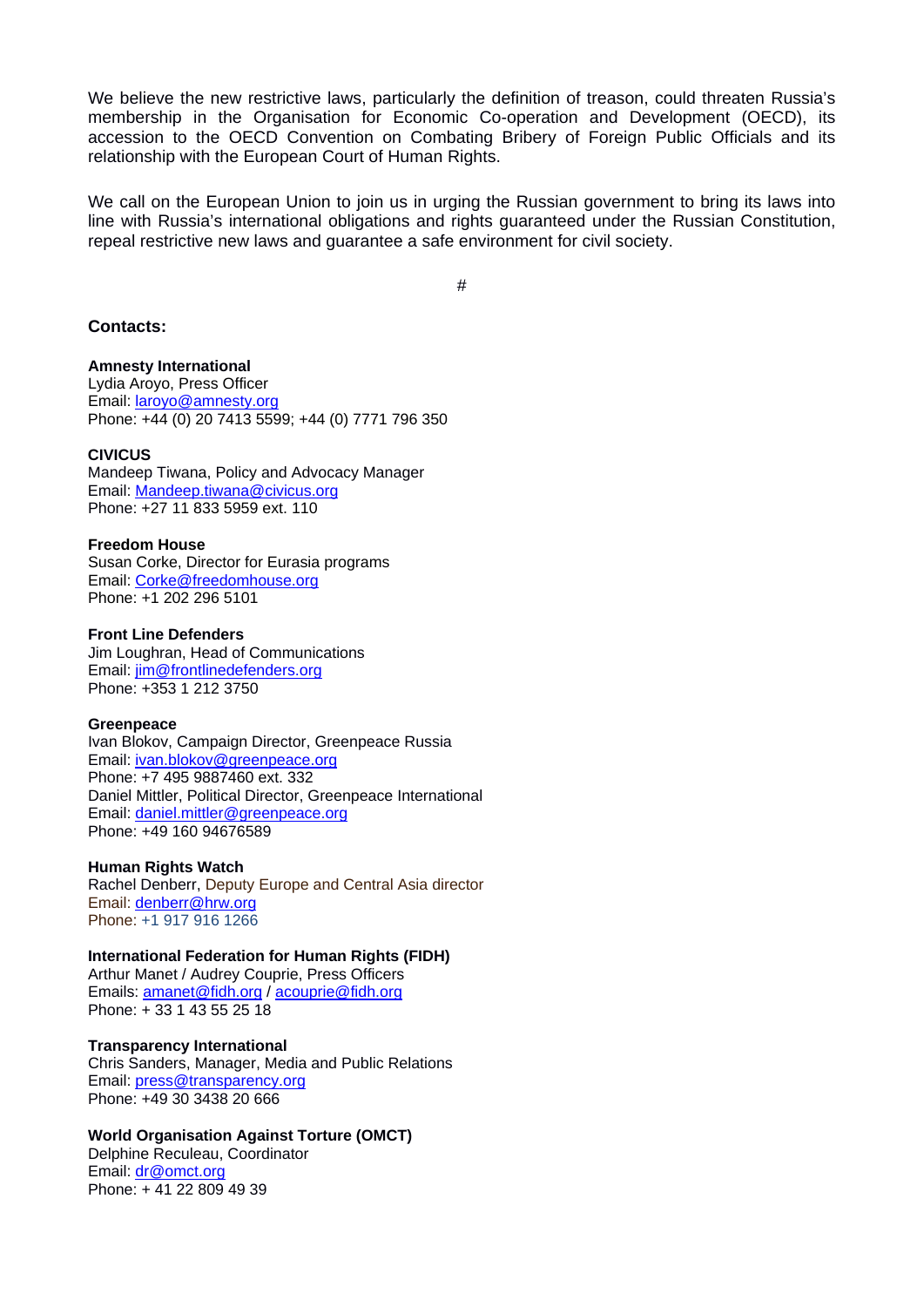We believe the new restrictive laws, particularly the definition of treason, could threaten Russia's membership in the Organisation for Economic Co-operation and Development (OECD), its accession to the OECD Convention on Combating Bribery of Foreign Public Officials and its relationship with the European Court of Human Rights.

We call on the European Union to join us in urging the Russian government to bring its laws into line with Russia's international obligations and rights guaranteed under the Russian Constitution, repeal restrictive new laws and guarantee a safe environment for civil society.

#

**Contacts:**

**Amnesty International**
Lydia Aroyo, Press Officer
Email: laroyo@amnesty.org
Phone: +44 (0) 20 7413 5599; +44 (0) 7771 796 350

**CIVICUS**
Mandeep Tiwana, Policy and Advocacy Manager
Email: Mandeep.tiwana@civicus.org
Phone: +27 11 833 5959 ext. 110

**Freedom House**
Susan Corke, Director for Eurasia programs
Email: Corke@freedomhouse.org
Phone: +1 202 296 5101

**Front Line Defenders**
Jim Loughran, Head of Communications
Email: jim@frontlinedefenders.org
Phone: +353 1 212 3750

**Greenpeace**
Ivan Blokov, Campaign Director, Greenpeace Russia
Email: ivan.blokov@greenpeace.org
Phone: +7 495 9887460 ext. 332
Daniel Mittler, Political Director, Greenpeace International
Email: daniel.mittler@greenpeace.org
Phone: +49 160 94676589

**Human Rights Watch**
Rachel Denberr, Deputy Europe and Central Asia director
Email: denberr@hrw.org
Phone: +1 917 916 1266

**International Federation for Human Rights (FIDH)**
Arthur Manet / Audrey Couprie, Press Officers
Emails: amanet@fidh.org / acouprie@fidh.org
Phone: + 33 1 43 55 25 18

**Transparency International**
Chris Sanders, Manager, Media and Public Relations
Email: press@transparency.org
Phone: +49 30 3438 20 666

**World Organisation Against Torture (OMCT)**
Delphine Reculeau, Coordinator
Email: dr@omct.org
Phone: + 41 22 809 49 39